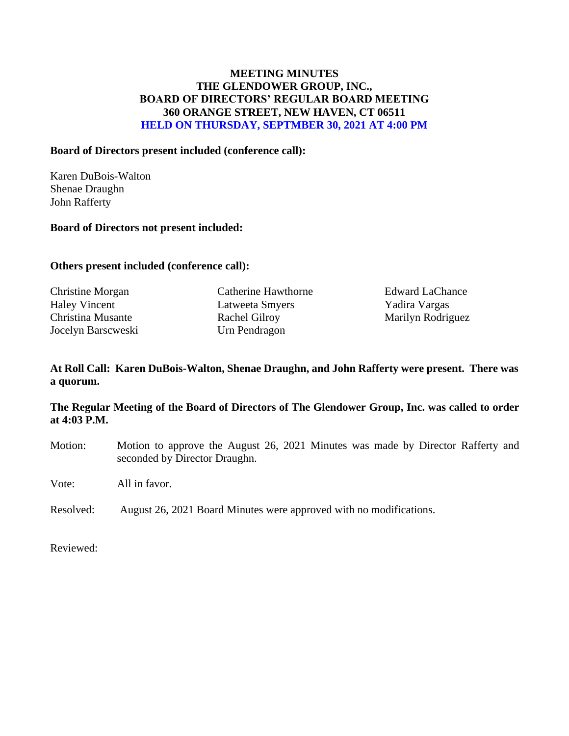**MEETING MINUTES**
**THE GLENDOWER GROUP, INC.,**
**BOARD OF DIRECTORS' REGULAR BOARD MEETING**
**360 ORANGE STREET, NEW HAVEN, CT 06511**
**HELD ON THURSDAY, SEPTMBER 30, 2021 AT 4:00 PM**

**Board of Directors present included (conference call):**

Karen DuBois-Walton
Shenae Draughn
John Rafferty

**Board of Directors not present included:**

**Others present included (conference call):**

Christine Morgan
Haley Vincent
Christina Musante
Jocelyn Barscweski
Catherine Hawthorne
Latweeta Smyers
Rachel Gilroy
Urn Pendragon
Edward LaChance
Yadira Vargas
Marilyn Rodriguez

**At Roll Call: Karen DuBois-Walton, Shenae Draughn, and John Rafferty were present. There was a quorum.**

**The Regular Meeting of the Board of Directors of The Glendower Group, Inc. was called to order at 4:03 P.M.**

Motion: Motion to approve the August 26, 2021 Minutes was made by Director Rafferty and seconded by Director Draughn.

Vote: All in favor.

Resolved: August 26, 2021 Board Minutes were approved with no modifications.

Reviewed: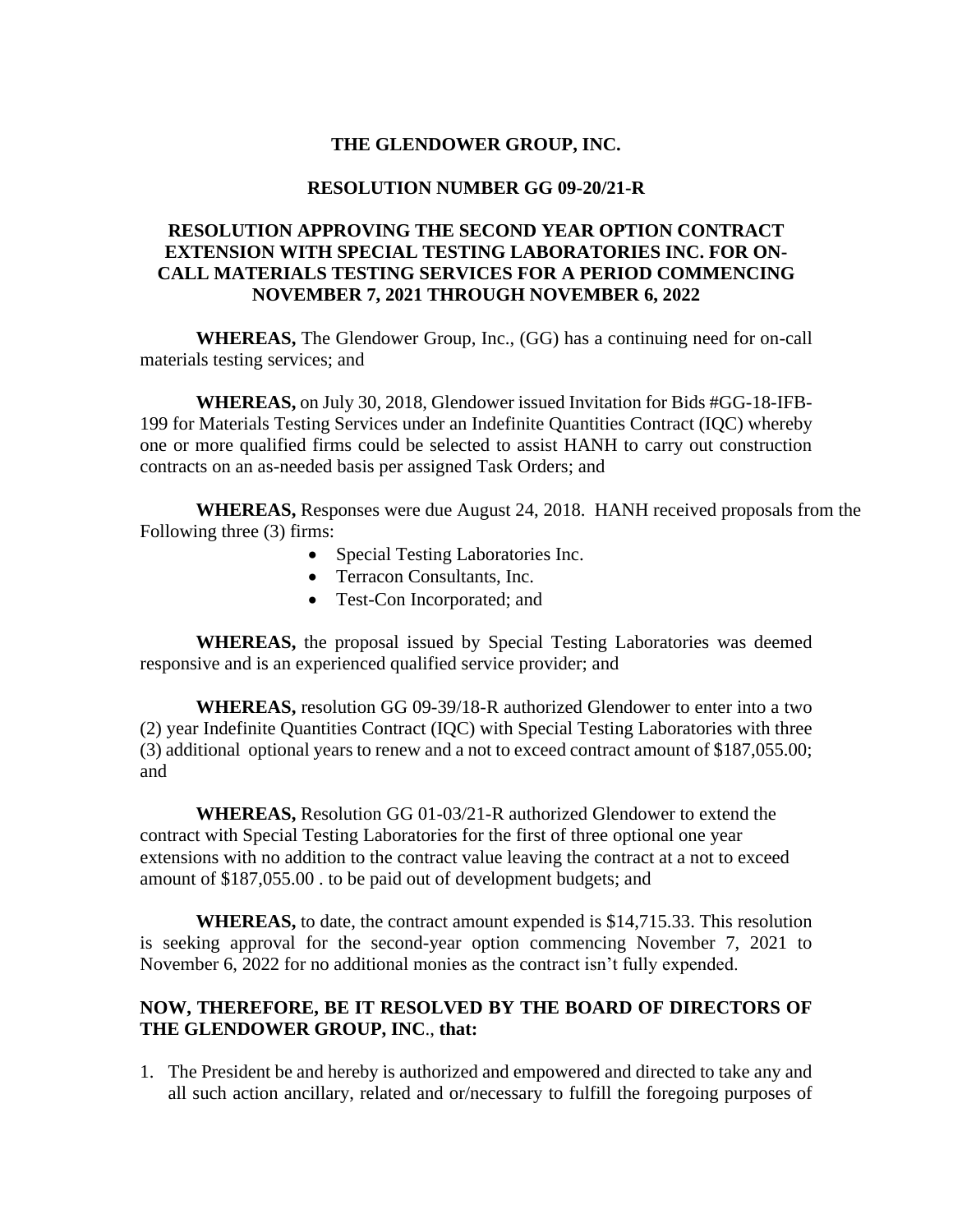**THE GLENDOWER GROUP, INC.**

**RESOLUTION NUMBER GG 09-20/21-R**

**RESOLUTION APPROVING THE SECOND YEAR OPTION CONTRACT EXTENSION WITH SPECIAL TESTING LABORATORIES INC. FOR ON-CALL MATERIALS TESTING SERVICES FOR A PERIOD COMMENCING NOVEMBER 7, 2021 THROUGH NOVEMBER 6, 2022**

**WHEREAS,** The Glendower Group, Inc., (GG) has a continuing need for on-call materials testing services; and

**WHEREAS,** on July 30, 2018, Glendower issued Invitation for Bids #GG-18-IFB-199 for Materials Testing Services under an Indefinite Quantities Contract (IQC) whereby one or more qualified firms could be selected to assist HANH to carry out construction contracts on an as-needed basis per assigned Task Orders; and

**WHEREAS,** Responses were due August 24, 2018. HANH received proposals from the Following three (3) firms:

- Special Testing Laboratories Inc.
- Terracon Consultants, Inc.
- Test-Con Incorporated; and

**WHEREAS,** the proposal issued by Special Testing Laboratories was deemed responsive and is an experienced qualified service provider; and

**WHEREAS,** resolution GG 09-39/18-R authorized Glendower to enter into a two (2) year Indefinite Quantities Contract (IQC) with Special Testing Laboratories with three (3) additional optional years to renew and a not to exceed contract amount of $187,055.00; and

**WHEREAS,** Resolution GG 01-03/21-R authorized Glendower to extend the contract with Special Testing Laboratories for the first of three optional one year extensions with no addition to the contract value leaving the contract at a not to exceed amount of $187,055.00 . to be paid out of development budgets; and

**WHEREAS,** to date, the contract amount expended is $14,715.33. This resolution is seeking approval for the second-year option commencing November 7, 2021 to November 6, 2022 for no additional monies as the contract isn't fully expended.

**NOW, THEREFORE, BE IT RESOLVED BY THE BOARD OF DIRECTORS OF THE GLENDOWER GROUP, INC., that:**

1. The President be and hereby is authorized and empowered and directed to take any and all such action ancillary, related and or/necessary to fulfill the foregoing purposes of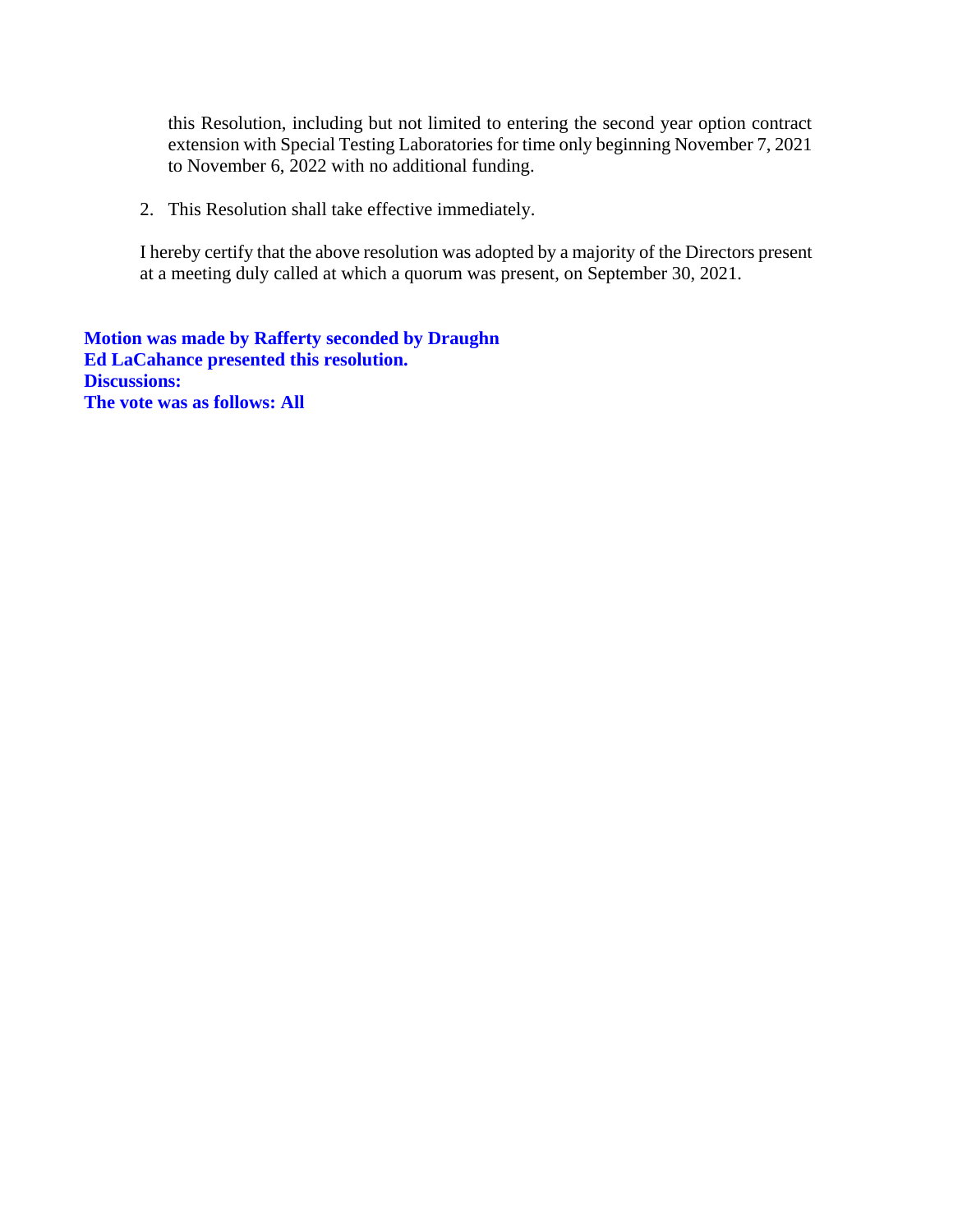this Resolution, including but not limited to entering the second year option contract extension with Special Testing Laboratories for time only beginning November 7, 2021 to November 6, 2022 with no additional funding.

2. This Resolution shall take effective immediately.

I hereby certify that the above resolution was adopted by a majority of the Directors present at a meeting duly called at which a quorum was present, on September 30, 2021.

**Motion was made by Rafferty seconded by Draughn**
**Ed LaCahance presented this resolution.**
**Discussions:**
**The vote was as follows: All**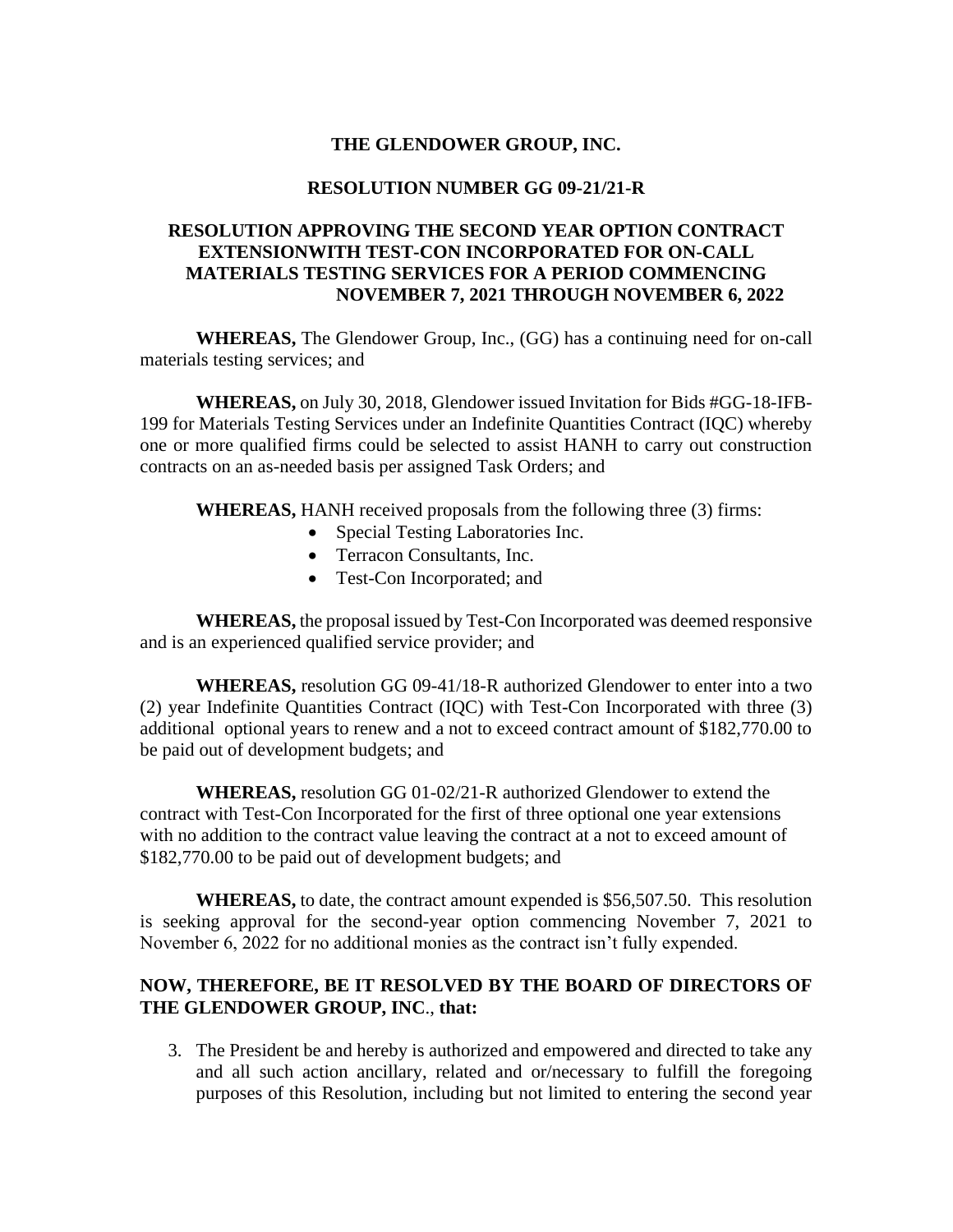**THE GLENDOWER GROUP, INC.**

**RESOLUTION NUMBER GG 09-21/21-R**

**RESOLUTION APPROVING THE SECOND YEAR OPTION CONTRACT EXTENSIONWITH TEST-CON INCORPORATED FOR ON-CALL MATERIALS TESTING SERVICES FOR A PERIOD COMMENCING NOVEMBER 7, 2021 THROUGH NOVEMBER 6, 2022**

**WHEREAS,** The Glendower Group, Inc., (GG) has a continuing need for on-call materials testing services; and

**WHEREAS,** on July 30, 2018, Glendower issued Invitation for Bids #GG-18-IFB-199 for Materials Testing Services under an Indefinite Quantities Contract (IQC) whereby one or more qualified firms could be selected to assist HANH to carry out construction contracts on an as-needed basis per assigned Task Orders; and

**WHEREAS,** HANH received proposals from the following three (3) firms:

- Special Testing Laboratories Inc.
- Terracon Consultants, Inc.
- Test-Con Incorporated; and

**WHEREAS,** the proposal issued by Test-Con Incorporated was deemed responsive and is an experienced qualified service provider; and

**WHEREAS,** resolution GG 09-41/18-R authorized Glendower to enter into a two (2) year Indefinite Quantities Contract (IQC) with Test-Con Incorporated with three (3) additional optional years to renew and a not to exceed contract amount of $182,770.00 to be paid out of development budgets; and

**WHEREAS,** resolution GG 01-02/21-R authorized Glendower to extend the contract with Test-Con Incorporated for the first of three optional one year extensions with no addition to the contract value leaving the contract at a not to exceed amount of $182,770.00 to be paid out of development budgets; and

**WHEREAS,** to date, the contract amount expended is $56,507.50. This resolution is seeking approval for the second-year option commencing November 7, 2021 to November 6, 2022 for no additional monies as the contract isn't fully expended.

**NOW, THEREFORE, BE IT RESOLVED BY THE BOARD OF DIRECTORS OF THE GLENDOWER GROUP, INC., that:**

3. The President be and hereby is authorized and empowered and directed to take any and all such action ancillary, related and or/necessary to fulfill the foregoing purposes of this Resolution, including but not limited to entering the second year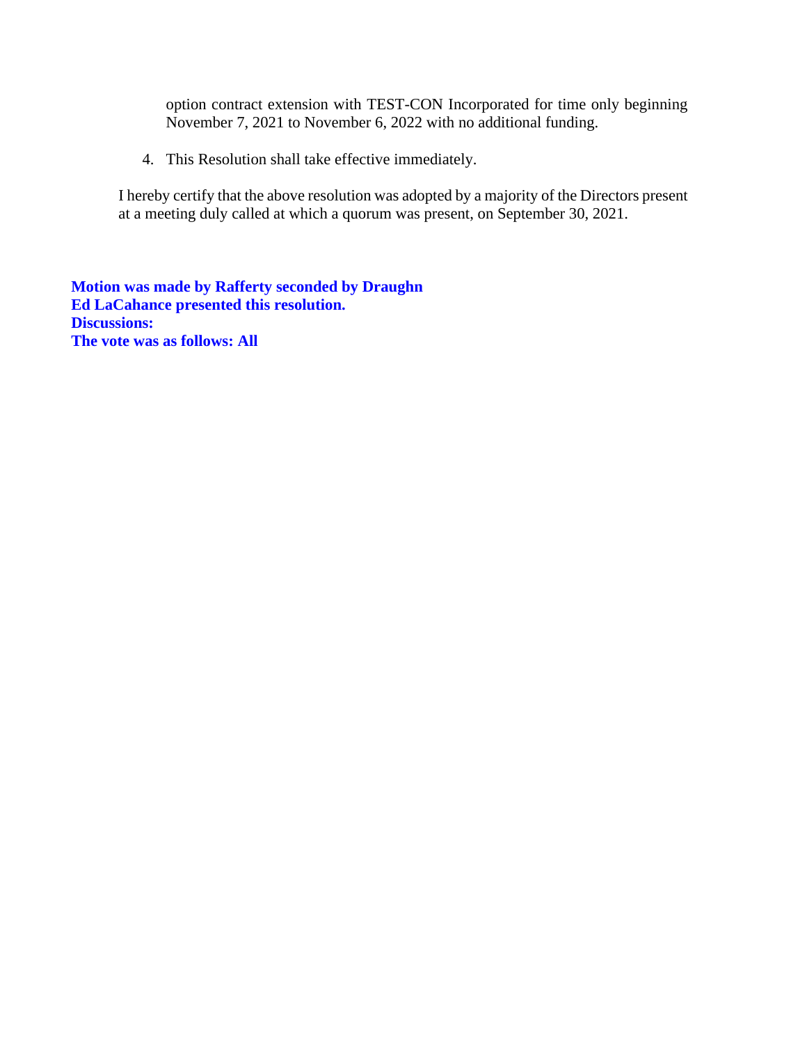option contract extension with TEST-CON Incorporated for time only beginning November 7, 2021 to November 6, 2022 with no additional funding.

4. This Resolution shall take effective immediately.

I hereby certify that the above resolution was adopted by a majority of the Directors present at a meeting duly called at which a quorum was present, on September 30, 2021.

**Motion was made by Rafferty seconded by Draughn**
**Ed LaCahance presented this resolution.**
**Discussions:**
**The vote was as follows: All**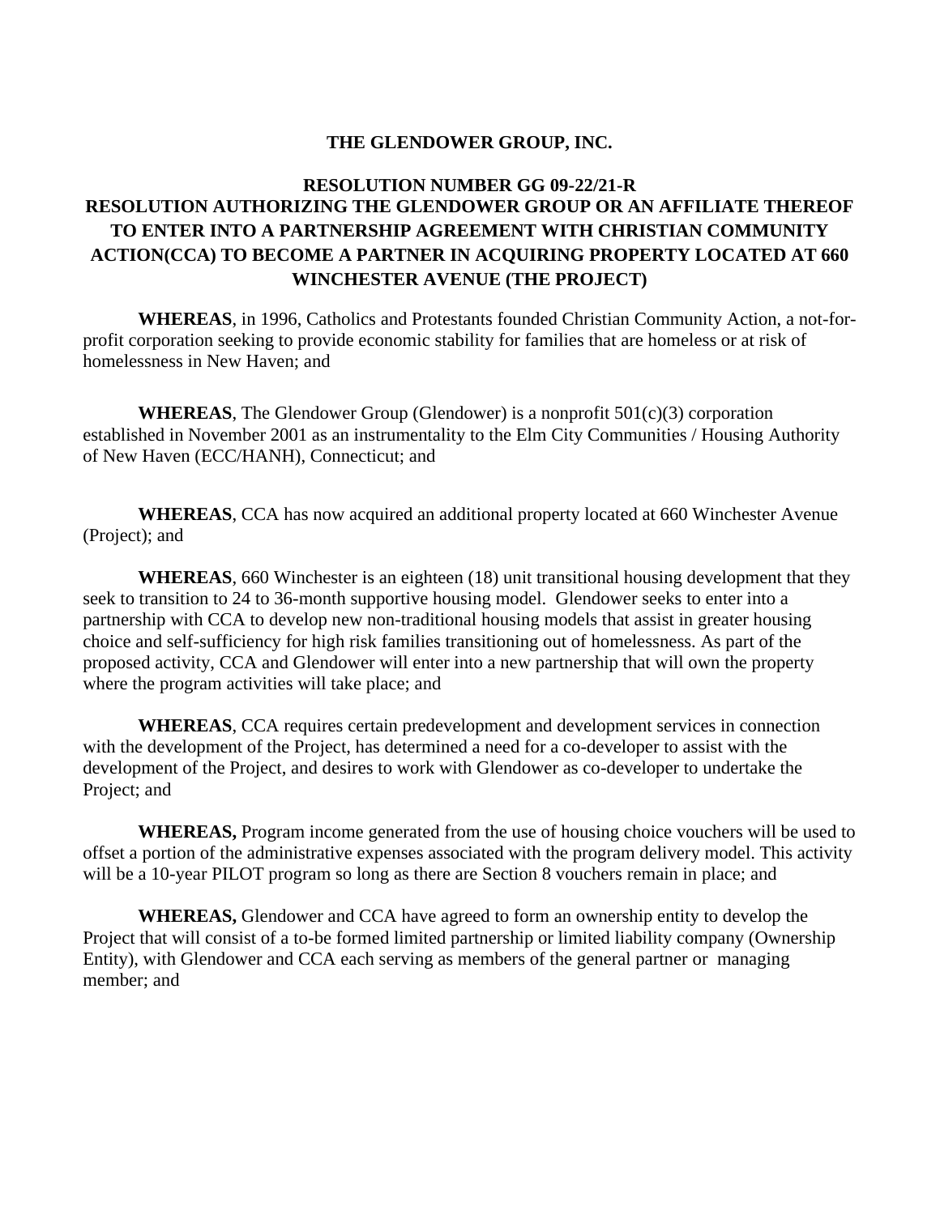**THE GLENDOWER GROUP, INC.**

**RESOLUTION NUMBER GG 09-22/21-R**
**RESOLUTION AUTHORIZING THE GLENDOWER GROUP OR AN AFFILIATE THEREOF TO ENTER INTO A PARTNERSHIP AGREEMENT WITH CHRISTIAN COMMUNITY ACTION(CCA) TO BECOME A PARTNER IN ACQUIRING PROPERTY LOCATED AT 660 WINCHESTER AVENUE (THE PROJECT)**

**WHEREAS**, in 1996, Catholics and Protestants founded Christian Community Action, a not-for-profit corporation seeking to provide economic stability for families that are homeless or at risk of homelessness in New Haven; and

**WHEREAS**, The Glendower Group (Glendower) is a nonprofit 501(c)(3) corporation established in November 2001 as an instrumentality to the Elm City Communities / Housing Authority of New Haven (ECC/HANH), Connecticut; and

**WHEREAS**, CCA has now acquired an additional property located at 660 Winchester Avenue (Project); and

**WHEREAS**, 660 Winchester is an eighteen (18) unit transitional housing development that they seek to transition to 24 to 36-month supportive housing model. Glendower seeks to enter into a partnership with CCA to develop new non-traditional housing models that assist in greater housing choice and self-sufficiency for high risk families transitioning out of homelessness. As part of the proposed activity, CCA and Glendower will enter into a new partnership that will own the property where the program activities will take place; and

**WHEREAS**, CCA requires certain predevelopment and development services in connection with the development of the Project, has determined a need for a co-developer to assist with the development of the Project, and desires to work with Glendower as co-developer to undertake the Project; and

**WHEREAS,** Program income generated from the use of housing choice vouchers will be used to offset a portion of the administrative expenses associated with the program delivery model. This activity will be a 10-year PILOT program so long as there are Section 8 vouchers remain in place; and

**WHEREAS,** Glendower and CCA have agreed to form an ownership entity to develop the Project that will consist of a to-be formed limited partnership or limited liability company (Ownership Entity), with Glendower and CCA each serving as members of the general partner or managing member; and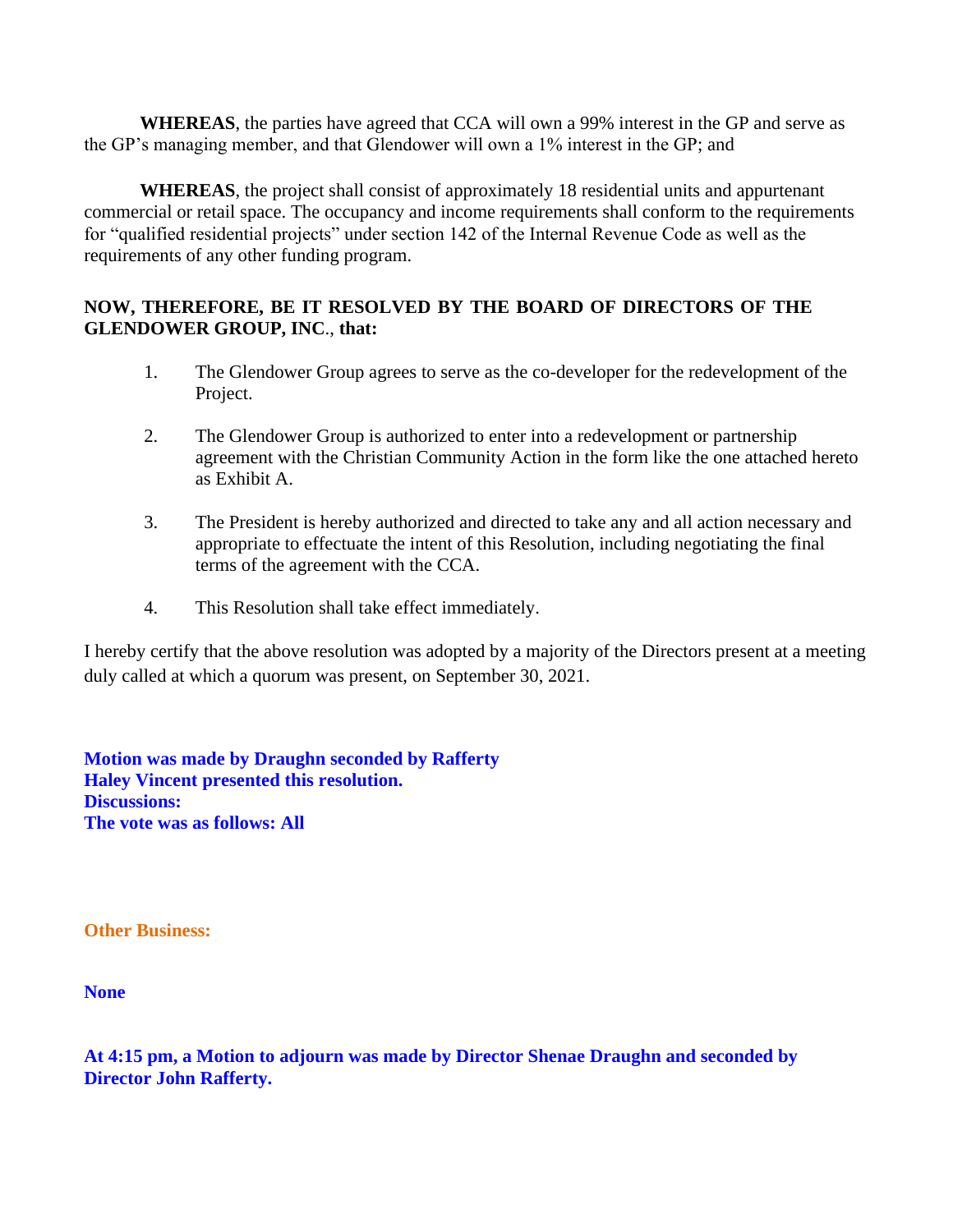**WHEREAS**, the parties have agreed that CCA will own a 99% interest in the GP and serve as the GP's managing member, and that Glendower will own a 1% interest in the GP; and

**WHEREAS**, the project shall consist of approximately 18 residential units and appurtenant commercial or retail space. The occupancy and income requirements shall conform to the requirements for "qualified residential projects" under section 142 of the Internal Revenue Code as well as the requirements of any other funding program.

**NOW, THEREFORE, BE IT RESOLVED BY THE BOARD OF DIRECTORS OF THE GLENDOWER GROUP, INC., that:**

1. The Glendower Group agrees to serve as the co-developer for the redevelopment of the Project.

2. The Glendower Group is authorized to enter into a redevelopment or partnership agreement with the Christian Community Action in the form like the one attached hereto as Exhibit A.

3. The President is hereby authorized and directed to take any and all action necessary and appropriate to effectuate the intent of this Resolution, including negotiating the final terms of the agreement with the CCA.

4. This Resolution shall take effect immediately.

I hereby certify that the above resolution was adopted by a majority of the Directors present at a meeting duly called at which a quorum was present, on September 30, 2021.

**Motion was made by Draughn seconded by Rafferty**
**Haley Vincent presented this resolution.**
**Discussions:**
**The vote was as follows: All**

**Other Business:**

**None**

**At 4:15 pm, a Motion to adjourn was made by Director Shenae Draughn and seconded by Director John Rafferty.**